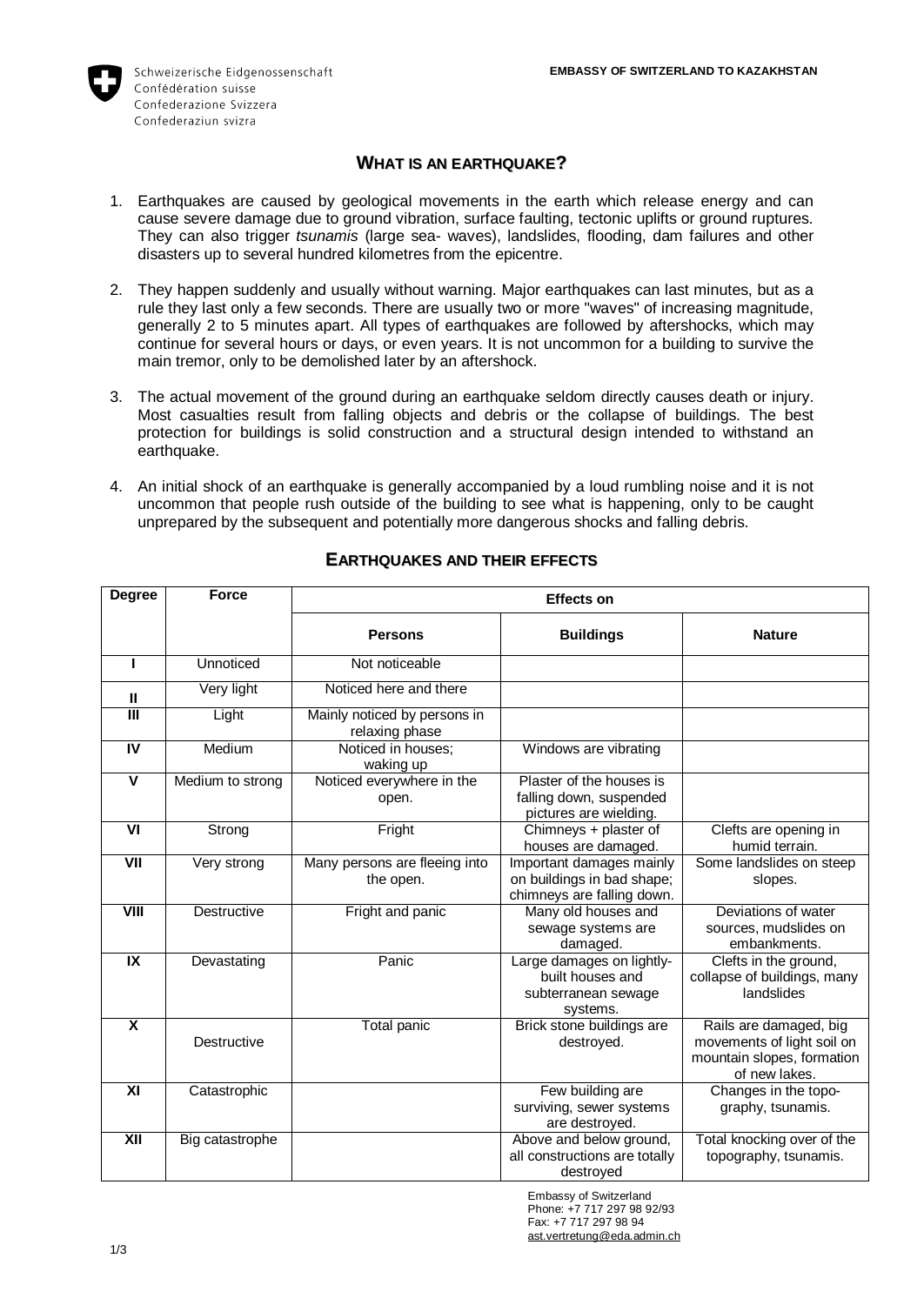Schweizerische Eidgenossenschaft
Confédération suisse
Confederazione Svizzera
Confederaziun svizra

**EMBASSY OF SWITZERLAND TO KAZAKHSTAN**

# WHAT IS AN EARTHQUAKE?

1. Earthquakes are caused by geological movements in the earth which release energy and can cause severe damage due to ground vibration, surface faulting, tectonic uplifts or ground ruptures. They can also trigger *tsunamis* (large sea- waves), landslides, flooding, dam failures and other disasters up to several hundred kilometres from the epicentre.

2. They happen suddenly and usually without warning. Major earthquakes can last minutes, but as a rule they last only a few seconds. There are usually two or more "waves" of increasing magnitude, generally 2 to 5 minutes apart. All types of earthquakes are followed by aftershocks, which may continue for several hours or days, or even years. It is not uncommon for a building to survive the main tremor, only to be demolished later by an aftershock.

3. The actual movement of the ground during an earthquake seldom directly causes death or injury. Most casualties result from falling objects and debris or the collapse of buildings. The best protection for buildings is solid construction and a structural design intended to withstand an earthquake.

4. An initial shock of an earthquake is generally accompanied by a loud rumbling noise and it is not uncommon that people rush outside of the building to see what is happening, only to be caught unprepared by the subsequent and potentially more dangerous shocks and falling debris.

## EARTHQUAKES AND THEIR EFFECTS

| Degree | Force | Effects on | | |
|---|---|---|---|---|
| | | **Persons** | **Buildings** | **Nature** |
| I | Unnoticed | Not noticeable | | |
| II | Very light | Noticed here and there | | |
| III | Light | Mainly noticed by persons in relaxing phase | | |
| IV | Medium | Noticed in houses; waking up | Windows are vibrating | |
| V | Medium to strong | Noticed everywhere in the open. | Plaster of the houses is falling down, suspended pictures are wielding. | |
| VI | Strong | Fright | Chimneys + plaster of houses are damaged. | Clefts are opening in humid terrain. |
| VII | Very strong | Many persons are fleeing into the open. | Important damages mainly on buildings in bad shape; chimneys are falling down. | Some landslides on steep slopes. |
| VIII | Destructive | Fright and panic | Many old houses and sewage systems are damaged. | Deviations of water sources, mudslides on embankments. |
| IX | Devastating | Panic | Large damages on lightly-built houses and subterranean sewage systems. | Clefts in the ground, collapse of buildings, many landslides |
| X | Destructive | Total panic | Brick stone buildings are destroyed. | Rails are damaged, big movements of light soil on mountain slopes, formation of new lakes. |
| XI | Catastrophic | | Few building are surviving, sewer systems are destroyed. | Changes in the topo-graphy, tsunamis. |
| XII | Big catastrophe | | Above and below ground, all constructions are totally destroyed | Total knocking over of the topography, tsunamis. |

Embassy of Switzerland
Phone: +7 717 297 98 92/93
Fax: +7 717 297 98 94
ast.vertretung@eda.admin.ch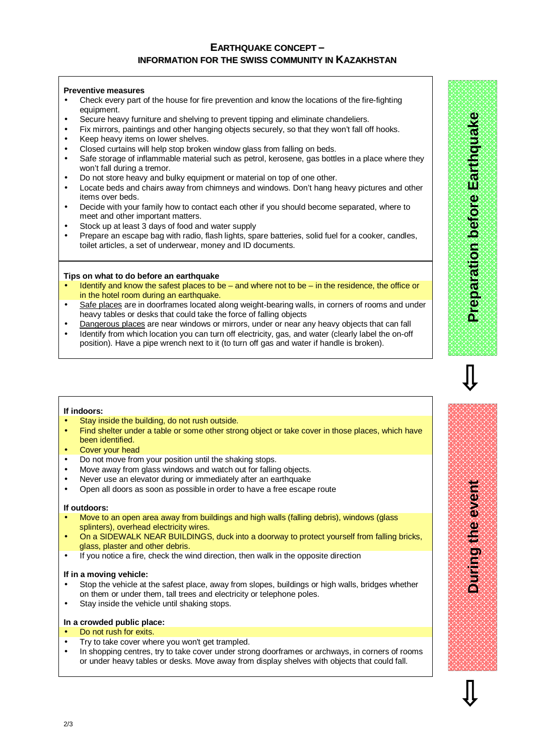# EARTHQUAKE CONCEPT – INFORMATION FOR THE SWISS COMMUNITY IN KAZAKHSTAN

## Preparation before Earthquake

**Preventive measures**

- Check every part of the house for fire prevention and know the locations of the fire-fighting equipment.
- Secure heavy furniture and shelving to prevent tipping and eliminate chandeliers.
- Fix mirrors, paintings and other hanging objects securely, so that they won't fall off hooks.
- Keep heavy items on lower shelves.
- Closed curtains will help stop broken window glass from falling on beds.
- Safe storage of inflammable material such as petrol, kerosene, gas bottles in a place where they won't fall during a tremor.
- Do not store heavy and bulky equipment or material on top of one other.
- Locate beds and chairs away from chimneys and windows. Don't hang heavy pictures and other items over beds.
- Decide with your family how to contact each other if you should become separated, where to meet and other important matters.
- Stock up at least 3 days of food and water supply
- Prepare an escape bag with radio, flash lights, spare batteries, solid fuel for a cooker, candles, toilet articles, a set of underwear, money and ID documents.

**Tips on what to do before an earthquake**

- Identify and know the safest places to be – and where not to be – in the residence, the office or in the hotel room during an earthquake.
- Safe places are in doorframes located along weight-bearing walls, in corners of rooms and under heavy tables or desks that could take the force of falling objects
- Dangerous places are near windows or mirrors, under or near any heavy objects that can fall
- Identify from which location you can turn off electricity, gas, and water (clearly label the on-off position). Have a pipe wrench next to it (to turn off gas and water if handle is broken).

⇩

## During the event

**If indoors:**

- Stay inside the building, do not rush outside.
- Find shelter under a table or some other strong object or take cover in those places, which have been identified.
- Cover your head
- Do not move from your position until the shaking stops.
- Move away from glass windows and watch out for falling objects.
- Never use an elevator during or immediately after an earthquake
- Open all doors as soon as possible in order to have a free escape route

**If outdoors:**

- Move to an open area away from buildings and high walls (falling debris), windows (glass splinters), overhead electricity wires.
- On a SIDEWALK NEAR BUILDINGS, duck into a doorway to protect yourself from falling bricks, glass, plaster and other debris.
- If you notice a fire, check the wind direction, then walk in the opposite direction

**If in a moving vehicle:**

- Stop the vehicle at the safest place, away from slopes, buildings or high walls, bridges whether on them or under them, tall trees and electricity or telephone poles.
- Stay inside the vehicle until shaking stops.

**In a crowded public place:**

- Do not rush for exits.
- Try to take cover where you won't get trampled.
- In shopping centres, try to take cover under strong doorframes or archways, in corners of rooms or under heavy tables or desks. Move away from display shelves with objects that could fall.

⇩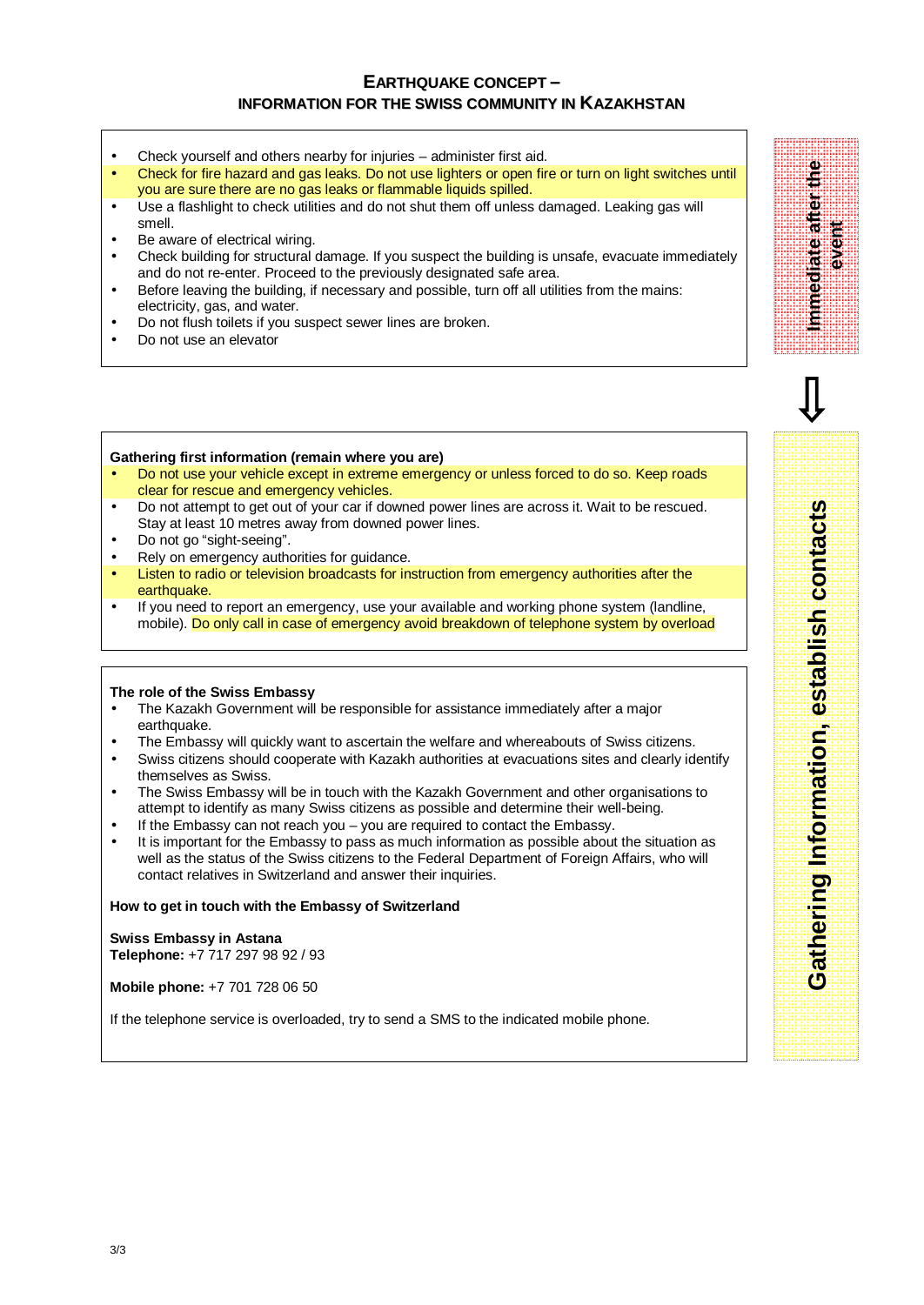# EARTHQUAKE CONCEPT – INFORMATION FOR THE SWISS COMMUNITY IN KAZAKHSTAN

**Immediate after the event**

- Check yourself and others nearby for injuries – administer first aid.
- Check for fire hazard and gas leaks. Do not use lighters or open fire or turn on light switches until you are sure there are no gas leaks or flammable liquids spilled.
- Use a flashlight to check utilities and do not shut them off unless damaged. Leaking gas will smell.
- Be aware of electrical wiring.
- Check building for structural damage. If you suspect the building is unsafe, evacuate immediately and do not re-enter. Proceed to the previously designated safe area.
- Before leaving the building, if necessary and possible, turn off all utilities from the mains: electricity, gas, and water.
- Do not flush toilets if you suspect sewer lines are broken.
- Do not use an elevator

⇓

**Gathering Information, establish contacts**

**Gathering first information (remain where you are)**

- Do not use your vehicle except in extreme emergency or unless forced to do so. Keep roads clear for rescue and emergency vehicles.
- Do not attempt to get out of your car if downed power lines are across it. Wait to be rescued. Stay at least 10 metres away from downed power lines.
- Do not go "sight-seeing".
- Rely on emergency authorities for guidance.
- Listen to radio or television broadcasts for instruction from emergency authorities after the earthquake.
- If you need to report an emergency, use your available and working phone system (landline, mobile). Do only call in case of emergency avoid breakdown of telephone system by overload

**The role of the Swiss Embassy**

- The Kazakh Government will be responsible for assistance immediately after a major earthquake.
- The Embassy will quickly want to ascertain the welfare and whereabouts of Swiss citizens.
- Swiss citizens should cooperate with Kazakh authorities at evacuations sites and clearly identify themselves as Swiss.
- The Swiss Embassy will be in touch with the Kazakh Government and other organisations to attempt to identify as many Swiss citizens as possible and determine their well-being.
- If the Embassy can not reach you – you are required to contact the Embassy.
- It is important for the Embassy to pass as much information as possible about the situation as well as the status of the Swiss citizens to the Federal Department of Foreign Affairs, who will contact relatives in Switzerland and answer their inquiries.

**How to get in touch with the Embassy of Switzerland**

**Swiss Embassy in Astana**
**Telephone:** +7 717 297 98 92 / 93

**Mobile phone:** +7 701 728 06 50

If the telephone service is overloaded, try to send a SMS to the indicated mobile phone.